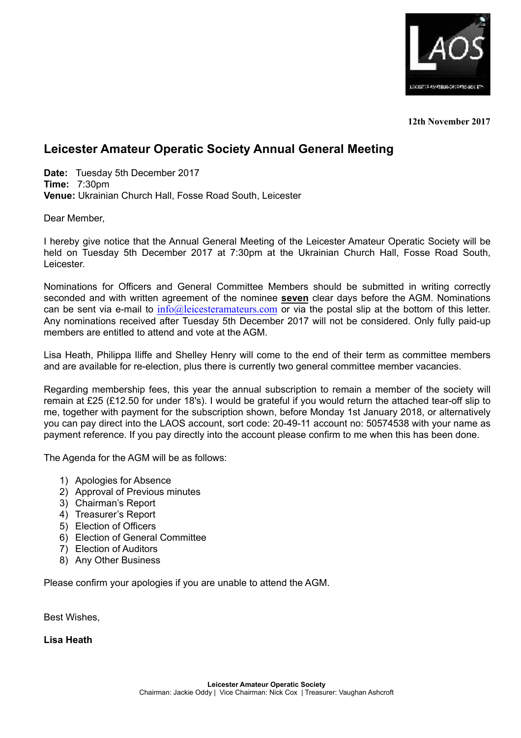**12th November 2017**

# Leicester Amateur Operatic Society Annual General Meeting

**Date:** Tuesday 5th December 2017
**Time:** 7:30pm
**Venue:** Ukrainian Church Hall, Fosse Road South, Leicester

Dear Member,

I hereby give notice that the Annual General Meeting of the Leicester Amateur Operatic Society will be held on Tuesday 5th December 2017 at 7:30pm at the Ukrainian Church Hall, Fosse Road South, Leicester.

Nominations for Officers and General Committee Members should be submitted in writing correctly seconded and with written agreement of the nominee **seven** clear days before the AGM. Nominations can be sent via e-mail to info@leicesteramateurs.com or via the postal slip at the bottom of this letter. Any nominations received after Tuesday 5th December 2017 will not be considered. Only fully paid-up members are entitled to attend and vote at the AGM.

Lisa Heath, Philippa Iliffe and Shelley Henry will come to the end of their term as committee members and are available for re-election, plus there is currently two general committee member vacancies.

Regarding membership fees, this year the annual subscription to remain a member of the society will remain at £25 (£12.50 for under 18's). I would be grateful if you would return the attached tear-off slip to me, together with payment for the subscription shown, before Monday 1st January 2018, or alternatively you can pay direct into the LAOS account, sort code: 20-49-11 account no: 50574538 with your name as payment reference. If you pay directly into the account please confirm to me when this has been done.

The Agenda for the AGM will be as follows:

1) Apologies for Absence
2) Approval of Previous minutes
3) Chairman's Report
4) Treasurer's Report
5) Election of Officers
6) Election of General Committee
7) Election of Auditors
8) Any Other Business

Please confirm your apologies if you are unable to attend the AGM.

Best Wishes,

**Lisa Heath**

**Leicester Amateur Operatic Society**
Chairman: Jackie Oddy | Vice Chairman: Nick Cox | Treasurer: Vaughan Ashcroft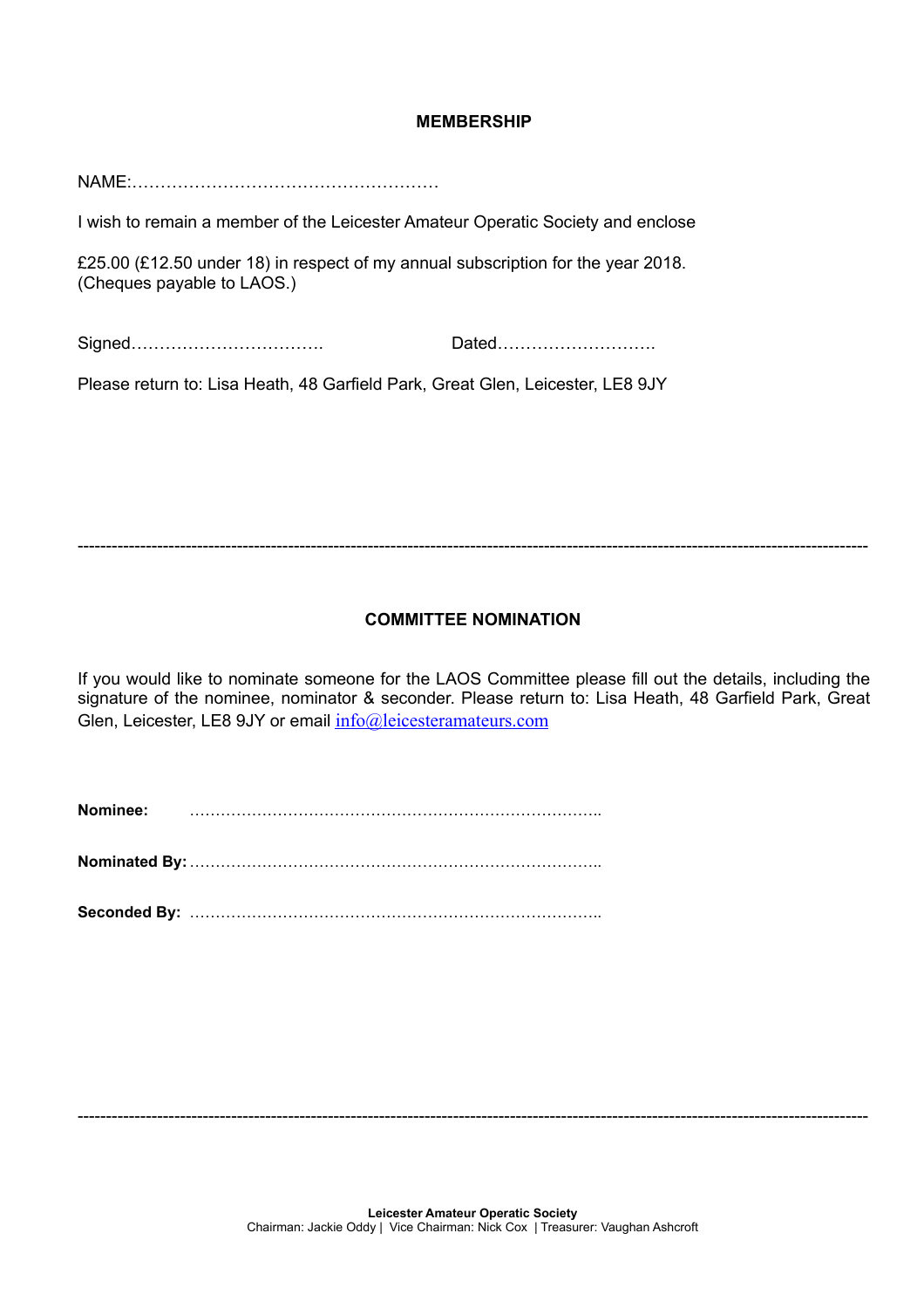## MEMBERSHIP

NAME:………………………………………………

I wish to remain a member of the Leicester Amateur Operatic Society and enclose

£25.00 (£12.50 under 18) in respect of my annual subscription for the year 2018.
(Cheques payable to LAOS.)

Signed……………………………. Dated……………………….

Please return to: Lisa Heath, 48 Garfield Park, Great Glen, Leicester, LE8 9JY

---

## COMMITTEE NOMINATION

If you would like to nominate someone for the LAOS Committee please fill out the details, including the signature of the nominee, nominator & seconder. Please return to: Lisa Heath, 48 Garfield Park, Great Glen, Leicester, LE8 9JY or email info@leicesteramateurs.com

**Nominee:** ……………………………………………………………………..

**Nominated By:** ……………………………………………………………………..

**Seconded By:** ……………………………………………………………………..

---

**Leicester Amateur Operatic Society**
Chairman: Jackie Oddy | Vice Chairman: Nick Cox | Treasurer: Vaughan Ashcroft